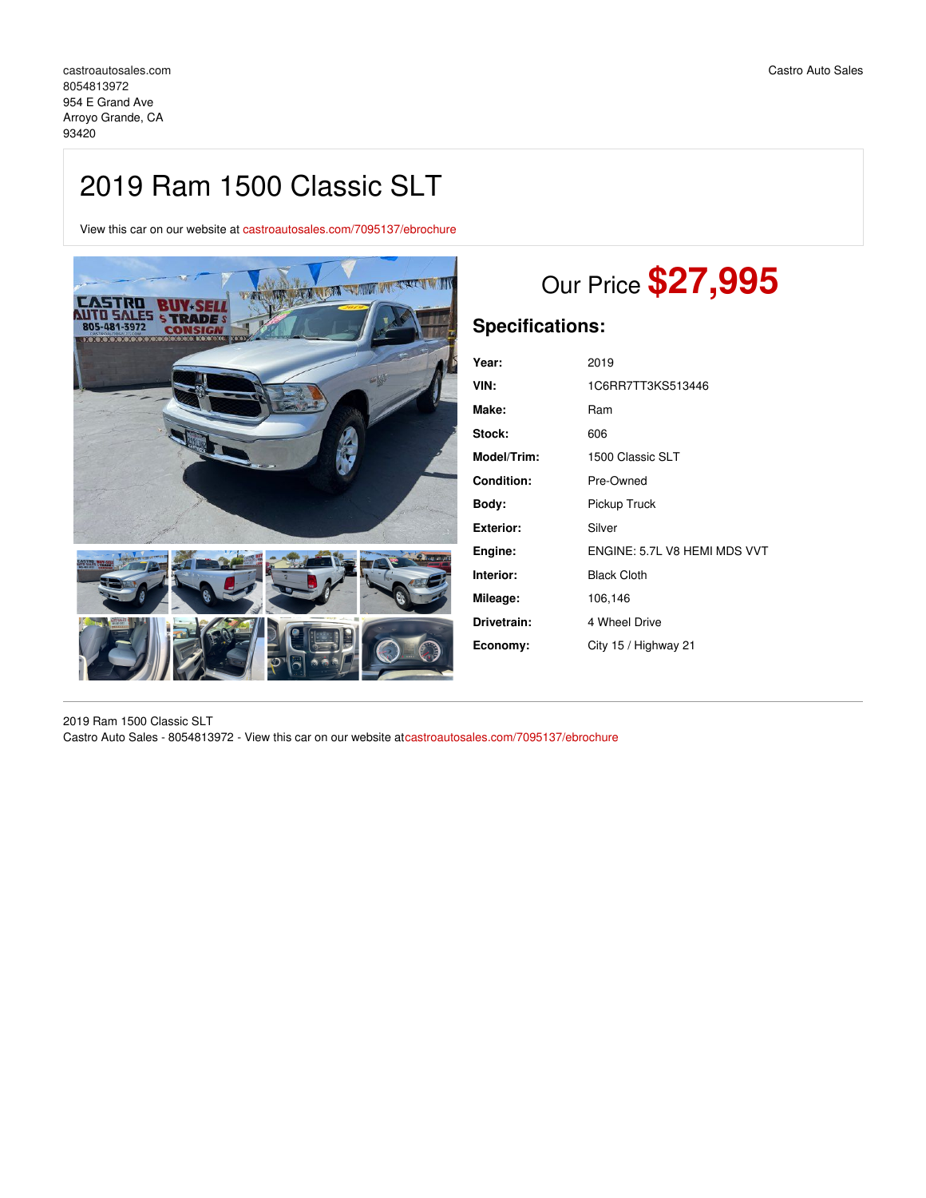castroautosales.com
8054813972
954 E Grand Ave
Arroyo Grande, CA
93420

Castro Auto Sales

# 2019 Ram 1500 Classic SLT

View this car on our website at castroautosales.com/7095137/ebrochure

Our Price **$27,995**

## Specifications:

| | |
|---|---|
| **Year:** | 2019 |
| **VIN:** | 1C6RR7TT3KS513446 |
| **Make:** | Ram |
| **Stock:** | 606 |
| **Model/Trim:** | 1500 Classic SLT |
| **Condition:** | Pre-Owned |
| **Body:** | Pickup Truck |
| **Exterior:** | Silver |
| **Engine:** | ENGINE: 5.7L V8 HEMI MDS VVT |
| **Interior:** | Black Cloth |
| **Mileage:** | 106,146 |
| **Drivetrain:** | 4 Wheel Drive |
| **Economy:** | City 15 / Highway 21 |

2019 Ram 1500 Classic SLT
Castro Auto Sales - 8054813972 - View this car on our website atcastroautosales.com/7095137/ebrochure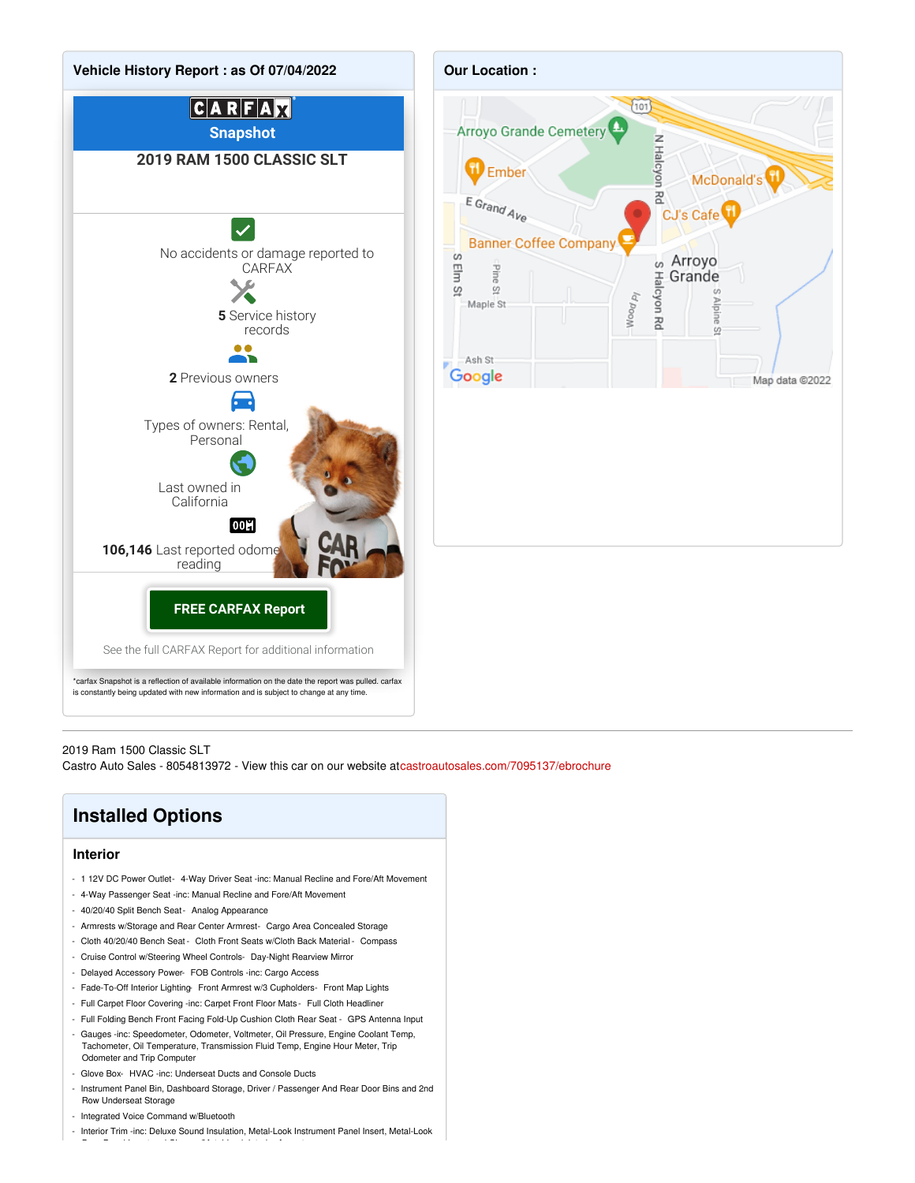## Vehicle History Report : as Of 07/04/2022

CARFAX Snapshot

**2019 RAM 1500 CLASSIC SLT**

No accidents or damage reported to CARFAX

**5** Service history records

**2** Previous owners

Types of owners: Rental, Personal

Last owned in California

**106,146** Last reported odometer reading

**FREE CARFAX Report**

See the full CARFAX Report for additional information

*carfax Snapshot is a reflection of available information on the date the report was pulled. carfax is constantly being updated with new information and is subject to change at any time.

## Our Location :

---

2019 Ram 1500 Classic SLT
Castro Auto Sales - 8054813972 - View this car on our website at castroautosales.com/7095137/ebrochure

## Installed Options

### Interior

- 1 12V DC Power Outlet - 4-Way Driver Seat -inc: Manual Recline and Fore/Aft Movement
- 4-Way Passenger Seat -inc: Manual Recline and Fore/Aft Movement
- 40/20/40 Split Bench Seat - Analog Appearance
- Armrests w/Storage and Rear Center Armrest - Cargo Area Concealed Storage
- Cloth 40/20/40 Bench Seat - Cloth Front Seats w/Cloth Back Material - Compass
- Cruise Control w/Steering Wheel Controls - Day-Night Rearview Mirror
- Delayed Accessory Power - FOB Controls -inc: Cargo Access
- Fade-To-Off Interior Lighting - Front Armrest w/3 Cupholders - Front Map Lights
- Full Carpet Floor Covering -inc: Carpet Front Floor Mats - Full Cloth Headliner
- Full Folding Bench Front Facing Fold-Up Cushion Cloth Rear Seat - GPS Antenna Input
- Gauges -inc: Speedometer, Odometer, Voltmeter, Oil Pressure, Engine Coolant Temp, Tachometer, Oil Temperature, Transmission Fluid Temp, Engine Hour Meter, Trip Odometer and Trip Computer
- Glove Box - HVAC -inc: Underseat Ducts and Console Ducts
- Instrument Panel Bin, Dashboard Storage, Driver / Passenger And Rear Door Bins and 2nd Row Underseat Storage
- Integrated Voice Command w/Bluetooth
- Interior Trim -inc: Deluxe Sound Insulation, Metal-Look Instrument Panel Insert, Metal-Look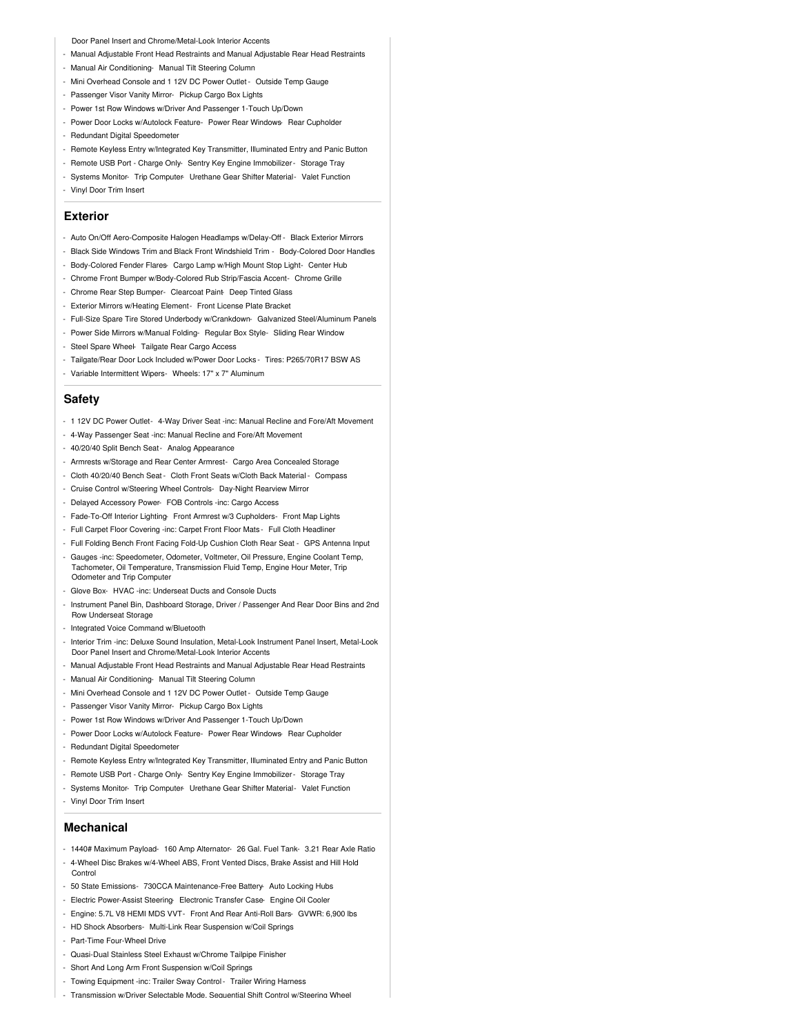Door Panel Insert and Chrome/Metal-Look Interior Accents
- Manual Adjustable Front Head Restraints and Manual Adjustable Rear Head Restraints
- Manual Air Conditioning- Manual Tilt Steering Column
- Mini Overhead Console and 1 12V DC Power Outlet - Outside Temp Gauge
- Passenger Visor Vanity Mirror- Pickup Cargo Box Lights
- Power 1st Row Windows w/Driver And Passenger 1-Touch Up/Down
- Power Door Locks w/Autolock Feature- Power Rear Windows- Rear Cupholder
- Redundant Digital Speedometer
- Remote Keyless Entry w/Integrated Key Transmitter, Illuminated Entry and Panic Button
- Remote USB Port - Charge Only- Sentry Key Engine Immobilizer - Storage Tray
- Systems Monitor- Trip Computer- Urethane Gear Shifter Material - Valet Function
- Vinyl Door Trim Insert

## Exterior

- Auto On/Off Aero-Composite Halogen Headlamps w/Delay-Off - Black Exterior Mirrors
- Black Side Windows Trim and Black Front Windshield Trim - Body-Colored Door Handles
- Body-Colored Fender Flares- Cargo Lamp w/High Mount Stop Light- Center Hub
- Chrome Front Bumper w/Body-Colored Rub Strip/Fascia Accent- Chrome Grille
- Chrome Rear Step Bumper- Clearcoat Paint- Deep Tinted Glass
- Exterior Mirrors w/Heating Element - Front License Plate Bracket
- Full-Size Spare Tire Stored Underbody w/Crankdown- Galvanized Steel/Aluminum Panels
- Power Side Mirrors w/Manual Folding- Regular Box Style- Sliding Rear Window
- Steel Spare Wheel- Tailgate Rear Cargo Access
- Tailgate/Rear Door Lock Included w/Power Door Locks - Tires: P265/70R17 BSW AS
- Variable Intermittent Wipers- Wheels: 17" x 7" Aluminum

## Safety

- 1 12V DC Power Outlet- 4-Way Driver Seat -inc: Manual Recline and Fore/Aft Movement
- 4-Way Passenger Seat -inc: Manual Recline and Fore/Aft Movement
- 40/20/40 Split Bench Seat - Analog Appearance
- Armrests w/Storage and Rear Center Armrest- Cargo Area Concealed Storage
- Cloth 40/20/40 Bench Seat - Cloth Front Seats w/Cloth Back Material - Compass
- Cruise Control w/Steering Wheel Controls- Day-Night Rearview Mirror
- Delayed Accessory Power- FOB Controls -inc: Cargo Access
- Fade-To-Off Interior Lighting- Front Armrest w/3 Cupholders- Front Map Lights
- Full Carpet Floor Covering -inc: Carpet Front Floor Mats - Full Cloth Headliner
- Full Folding Bench Front Facing Fold-Up Cushion Cloth Rear Seat - GPS Antenna Input
- Gauges -inc: Speedometer, Odometer, Voltmeter, Oil Pressure, Engine Coolant Temp, Tachometer, Oil Temperature, Transmission Fluid Temp, Engine Hour Meter, Trip Odometer and Trip Computer
- Glove Box- HVAC -inc: Underseat Ducts and Console Ducts
- Instrument Panel Bin, Dashboard Storage, Driver / Passenger And Rear Door Bins and 2nd Row Underseat Storage
- Integrated Voice Command w/Bluetooth
- Interior Trim -inc: Deluxe Sound Insulation, Metal-Look Instrument Panel Insert, Metal-Look Door Panel Insert and Chrome/Metal-Look Interior Accents
- Manual Adjustable Front Head Restraints and Manual Adjustable Rear Head Restraints
- Manual Air Conditioning- Manual Tilt Steering Column
- Mini Overhead Console and 1 12V DC Power Outlet - Outside Temp Gauge
- Passenger Visor Vanity Mirror- Pickup Cargo Box Lights
- Power 1st Row Windows w/Driver And Passenger 1-Touch Up/Down
- Power Door Locks w/Autolock Feature- Power Rear Windows- Rear Cupholder
- Redundant Digital Speedometer
- Remote Keyless Entry w/Integrated Key Transmitter, Illuminated Entry and Panic Button
- Remote USB Port - Charge Only- Sentry Key Engine Immobilizer - Storage Tray
- Systems Monitor- Trip Computer- Urethane Gear Shifter Material - Valet Function
- Vinyl Door Trim Insert

## Mechanical

- 1440# Maximum Payload- 160 Amp Alternator- 26 Gal. Fuel Tank- 3.21 Rear Axle Ratio
- 4-Wheel Disc Brakes w/4-Wheel ABS, Front Vented Discs, Brake Assist and Hill Hold Control
- 50 State Emissions- 730CCA Maintenance-Free Battery- Auto Locking Hubs
- Electric Power-Assist Steering- Electronic Transfer Case- Engine Oil Cooler
- Engine: 5.7L V8 HEMI MDS VVT - Front And Rear Anti-Roll Bars- GVWR: 6,900 lbs
- HD Shock Absorbers- Multi-Link Rear Suspension w/Coil Springs
- Part-Time Four-Wheel Drive
- Quasi-Dual Stainless Steel Exhaust w/Chrome Tailpipe Finisher
- Short And Long Arm Front Suspension w/Coil Springs
- Towing Equipment -inc: Trailer Sway Control - Trailer Wiring Harness
- Transmission w/Driver Selectable Mode, Sequential Shift Control w/Steering Wheel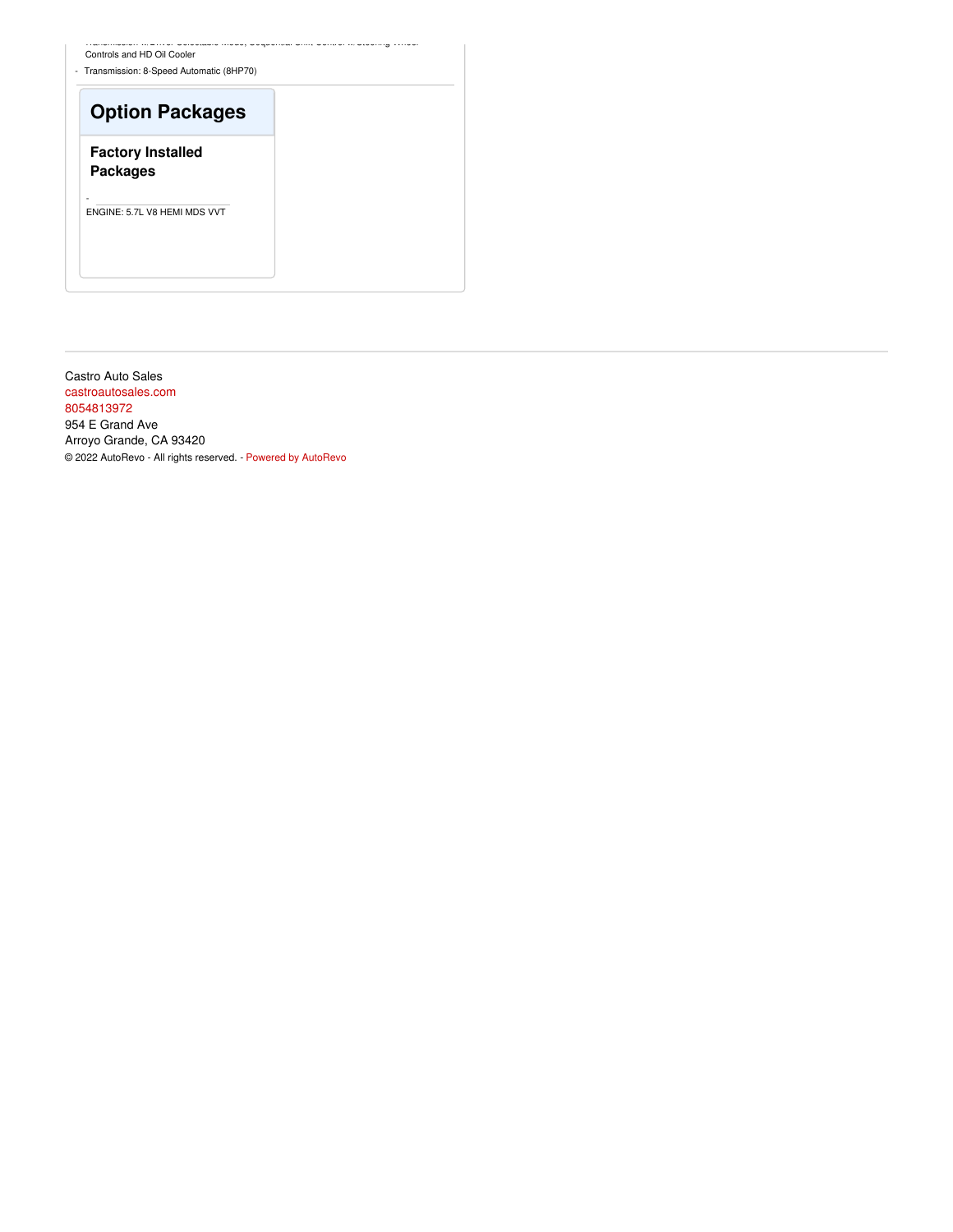Controls and HD Oil Cooler

- Transmission: 8-Speed Automatic (8HP70)

## Option Packages

### Factory Installed Packages

- ENGINE: 5.7L V8 HEMI MDS VVT

Castro Auto Sales
castroautosales.com
8054813972
954 E Grand Ave
Arroyo Grande, CA 93420
© 2022 AutoRevo - All rights reserved. - Powered by AutoRevo